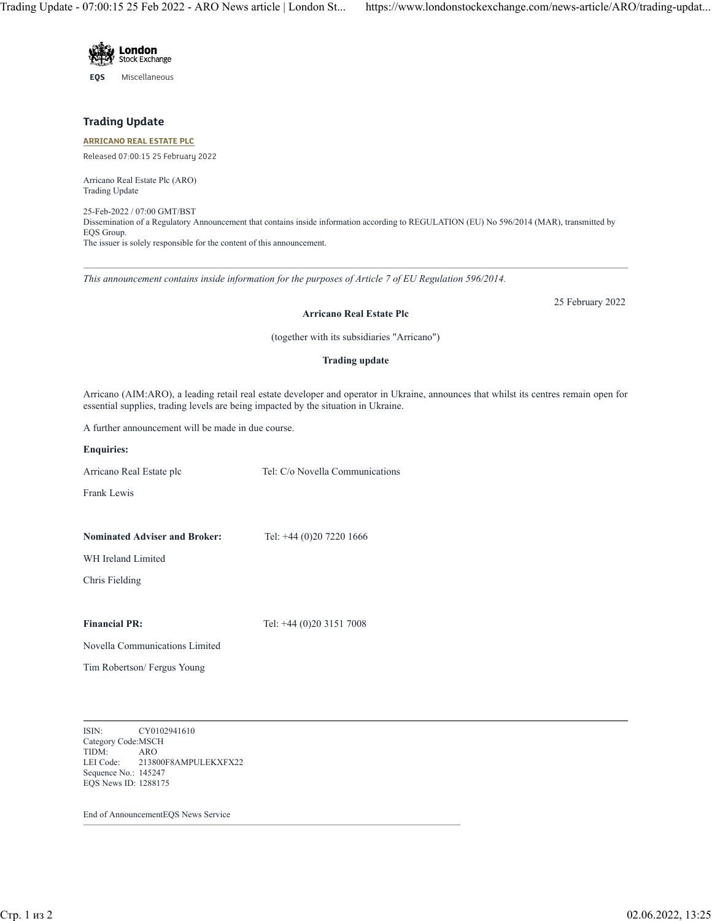London Stock Exchange

**EQS** Miscellaneous

## Trading Update

**ARRICANO REAL ESTATE PLC**

Released 07:00:15 25 February 2022

Arricano Real Estate Plc (ARO)
Trading Update

25-Feb-2022 / 07:00 GMT/BST
Dissemination of a Regulatory Announcement that contains inside information according to REGULATION (EU) No 596/2014 (MAR), transmitted by EQS Group.
The issuer is solely responsible for the content of this announcement.

---

*This announcement contains inside information for the purposes of Article 7 of EU Regulation 596/2014.*

25 February 2022

**Arricano Real Estate Plc**

(together with its subsidiaries "Arricano")

**Trading update**

Arricano (AIM:ARO), a leading retail real estate developer and operator in Ukraine, announces that whilst its centres remain open for essential supplies, trading levels are being impacted by the situation in Ukraine.

A further announcement will be made in due course.

**Enquiries:**

Arricano Real Estate plc — Tel: C/o Novella Communications

Frank Lewis

**Nominated Adviser and Broker:** — Tel: +44 (0)20 7220 1666

WH Ireland Limited

Chris Fielding

**Financial PR:** — Tel: +44 (0)20 3151 7008

Novella Communications Limited

Tim Robertson/ Fergus Young

---

ISIN: CY0102941610
Category Code: MSCH
TIDM: ARO
LEI Code: 213800F8AMPULEKXFX22
Sequence No.: 145247
EQS News ID: 1288175

End of Announcement EQS News Service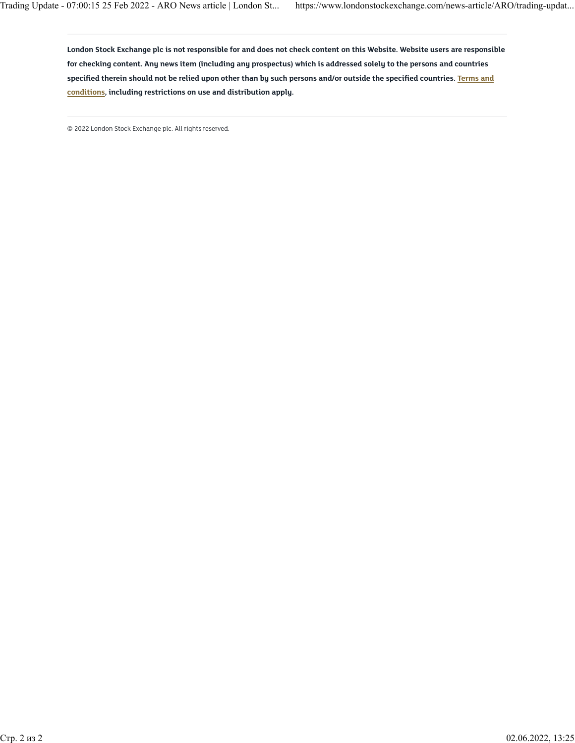**London Stock Exchange plc is not responsible for and does not check content on this Website. Website users are responsible for checking content. Any news item (including any prospectus) which is addressed solely to the persons and countries specified therein should not be relied upon other than by such persons and/or outside the specified countries. Terms and conditions, including restrictions on use and distribution apply.**

© 2022 London Stock Exchange plc. All rights reserved.